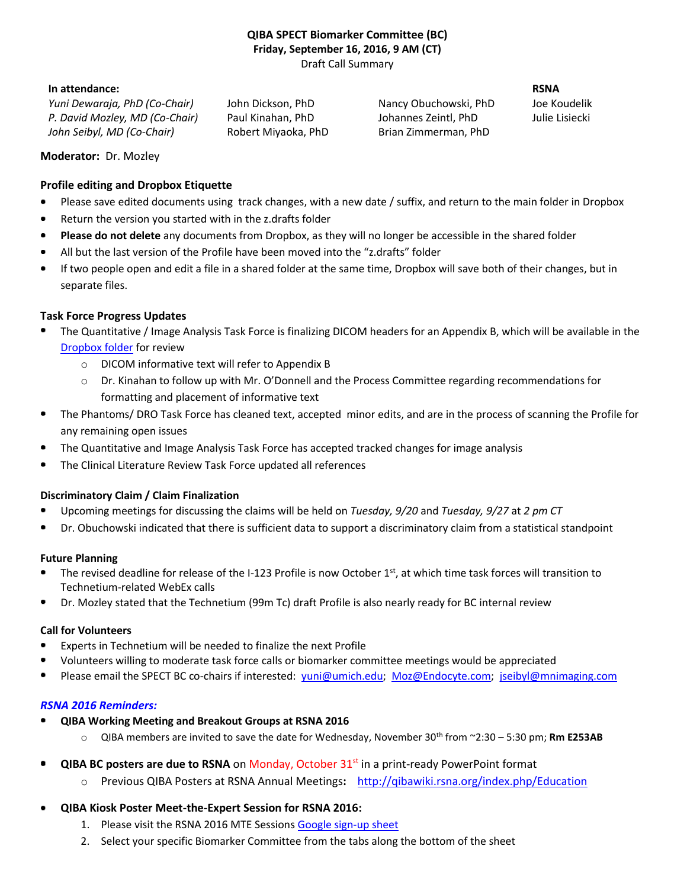**QIBA SPECT Biomarker Committee (BC)**
**Friday, September 16, 2016, 9 AM (CT)**
Draft Call Summary

| **In attendance:** | | | **RSNA** |
|---|---|---|---|
| *Yuni Dewaraja, PhD (Co-Chair)* | John Dickson, PhD | Nancy Obuchowski, PhD | Joe Koudelik |
| *P. David Mozley, MD (Co-Chair)* | Paul Kinahan, PhD | Johannes Zeintl, PhD | Julie Lisiecki |
| *John Seibyl, MD (Co-Chair)* | Robert Miyaoka, PhD | Brian Zimmerman, PhD | |

**Moderator:** Dr. Mozley

**Profile editing and Dropbox Etiquette**

- Please save edited documents using track changes, with a new date / suffix, and return to the main folder in Dropbox
- Return the version you started with in the z.drafts folder
- **Please do not delete** any documents from Dropbox, as they will no longer be accessible in the shared folder
- All but the last version of the Profile have been moved into the "z.drafts" folder
- If two people open and edit a file in a shared folder at the same time, Dropbox will save both of their changes, but in separate files.

**Task Force Progress Updates**

- The Quantitative / Image Analysis Task Force is finalizing DICOM headers for an Appendix B, which will be available in the Dropbox folder for review
  - DICOM informative text will refer to Appendix B
  - Dr. Kinahan to follow up with Mr. O'Donnell and the Process Committee regarding recommendations for formatting and placement of informative text
- The Phantoms/ DRO Task Force has cleaned text, accepted minor edits, and are in the process of scanning the Profile for any remaining open issues
- The Quantitative and Image Analysis Task Force has accepted tracked changes for image analysis
- The Clinical Literature Review Task Force updated all references

**Discriminatory Claim / Claim Finalization**

- Upcoming meetings for discussing the claims will be held on *Tuesday, 9/20* and *Tuesday, 9/27* at *2 pm CT*
- Dr. Obuchowski indicated that there is sufficient data to support a discriminatory claim from a statistical standpoint

**Future Planning**

- The revised deadline for release of the I-123 Profile is now October 1st, at which time task forces will transition to Technetium-related WebEx calls
- Dr. Mozley stated that the Technetium (99m Tc) draft Profile is also nearly ready for BC internal review

**Call for Volunteers**

- Experts in Technetium will be needed to finalize the next Profile
- Volunteers willing to moderate task force calls or biomarker committee meetings would be appreciated
- Please email the SPECT BC co-chairs if interested: yuni@umich.edu; Moz@Endocyte.com; jseibyl@mnimaging.com

***RSNA 2016 Reminders:***

- **QIBA Working Meeting and Breakout Groups at RSNA 2016**
  - QIBA members are invited to save the date for Wednesday, November 30th from ~2:30 – 5:30 pm; **Rm E253AB**
- **QIBA BC posters are due to RSNA** on Monday, October 31st in a print-ready PowerPoint format
  - Previous QIBA Posters at RSNA Annual Meetings**:** http://qibawiki.rsna.org/index.php/Education
- **QIBA Kiosk Poster Meet-the-Expert Session for RSNA 2016:**
  1. Please visit the RSNA 2016 MTE Sessions Google sign-up sheet
  2. Select your specific Biomarker Committee from the tabs along the bottom of the sheet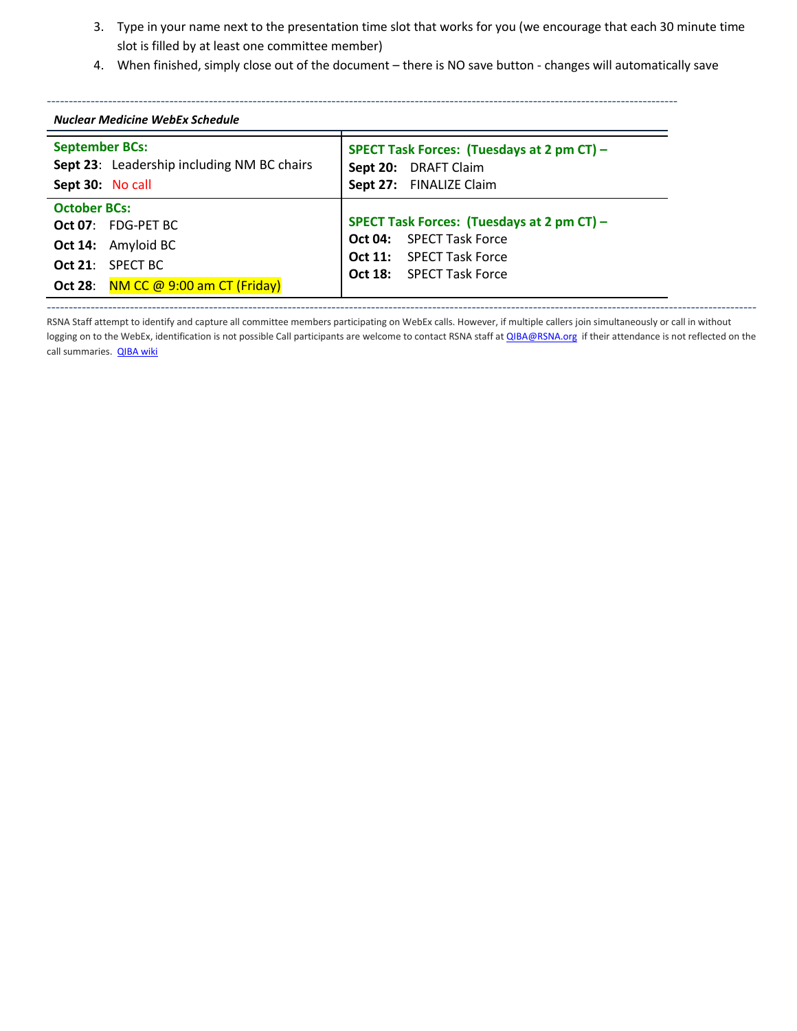3. Type in your name next to the presentation time slot that works for you (we encourage that each 30 minute time slot is filled by at least one committee member)
4. When finished, simply close out of the document – there is NO save button - changes will automatically save

---

***Nuclear Medicine WebEx Schedule***

| | |
|---|---|
| **September BCs:**<br>**Sept 23**: Leadership including NM BC chairs<br>**Sept 30:** No call | **SPECT Task Forces: (Tuesdays at 2 pm CT) –**<br>**Sept 20:** DRAFT Claim<br>**Sept 27:** FINALIZE Claim |
| **October BCs:**<br>**Oct 07**: FDG-PET BC<br>**Oct 14:** Amyloid BC<br>**Oct 21**: SPECT BC<br>**Oct 28**: NM CC @ 9:00 am CT (Friday) | **SPECT Task Forces: (Tuesdays at 2 pm CT) –**<br>**Oct 04:** SPECT Task Force<br>**Oct 11:** SPECT Task Force<br>**Oct 18:** SPECT Task Force |

---

RSNA Staff attempt to identify and capture all committee members participating on WebEx calls. However, if multiple callers join simultaneously or call in without logging on to the WebEx, identification is not possible Call participants are welcome to contact RSNA staff at QIBA@RSNA.org if their attendance is not reflected on the call summaries. QIBA wiki